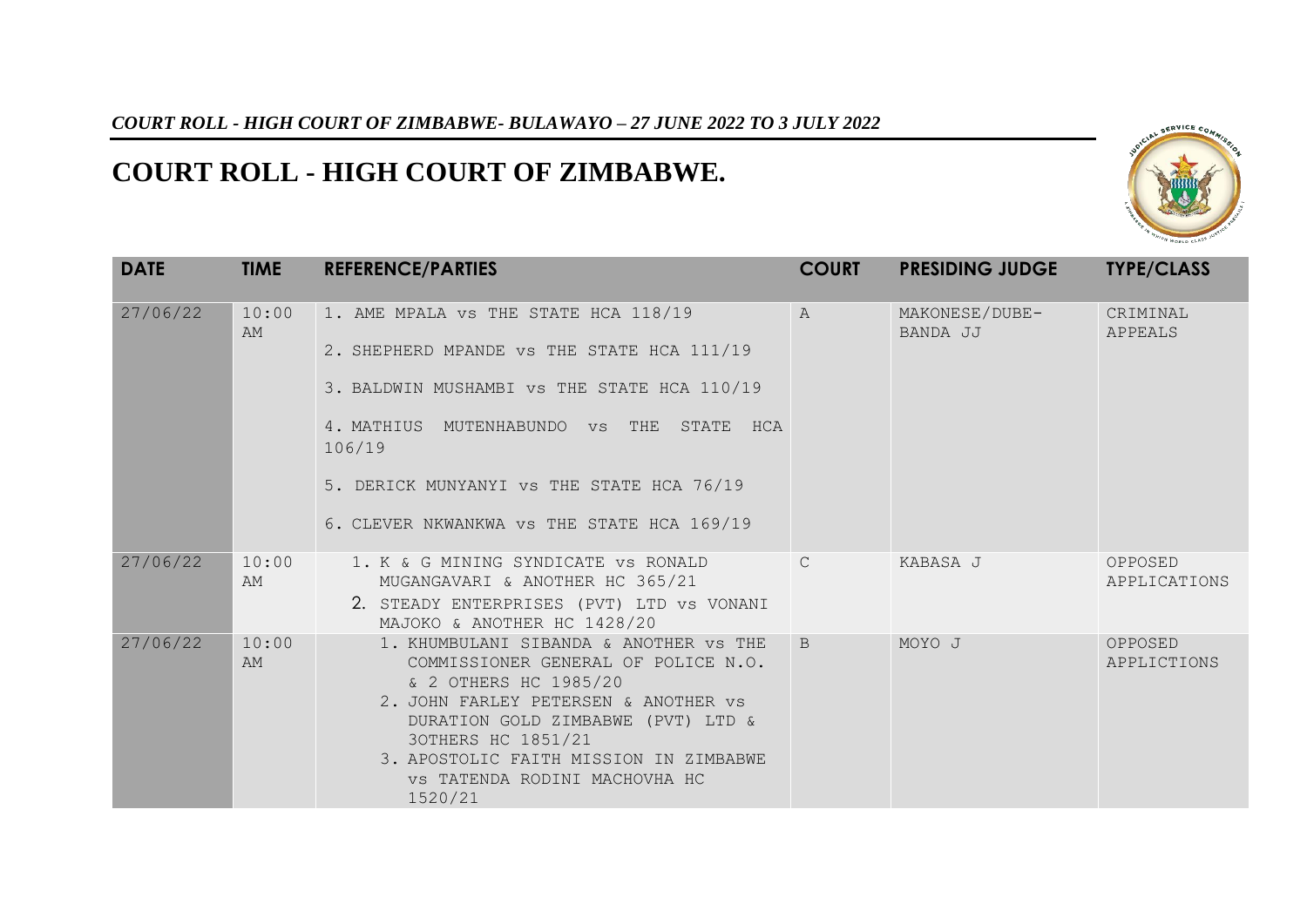*COURT ROLL - HIGH COURT OF ZIMBABWE- BULAWAYO – 27 JUNE 2022 TO 3 JULY 2022*

# COURT ROLL - HIGH COURT OF ZIMBABWE.

| DATE | TIME | REFERENCE/PARTIES | COURT | PRESIDING JUDGE | TYPE/CLASS |
|---|---|---|---|---|---|
| 27/06/22 | 10:00 AM | 1. AME MPALA vs THE STATE HCA 118/19<br>2. SHEPHERD MPANDE vs THE STATE HCA 111/19<br>3. BALDWIN MUSHAMBI vs THE STATE HCA 110/19<br>4. MATHIUS MUTENHABUNDO vs THE STATE HCA 106/19<br>5. DERICK MUNYANYI vs THE STATE HCA 76/19<br>6. CLEVER NKWANKWA vs THE STATE HCA 169/19 | A | MAKONESE/DUBE-BANDA JJ | CRIMINAL APPEALS |
| 27/06/22 | 10:00 AM | 1. K & G MINING SYNDICATE vs RONALD MUGANGAVARI & ANOTHER HC 365/21<br>2. STEADY ENTERPRISES (PVT) LTD vs VONANI MAJOKO & ANOTHER HC 1428/20 | C | KABASA J | OPPOSED APPLICATIONS |
| 27/06/22 | 10:00 AM | 1. KHUMBULANI SIBANDA & ANOTHER vs THE COMMISSIONER GENERAL OF POLICE N.O. & 2 OTHERS HC 1985/20<br>2. JOHN FARLEY PETERSEN & ANOTHER vs DURATION GOLD ZIMBABWE (PVT) LTD & 3OTHERS HC 1851/21<br>3. APOSTOLIC FAITH MISSION IN ZIMBABWE vs TATENDA RODINI MACHOVHA HC 1520/21 | B | MOYO J | OPPOSED APPLICTIONS |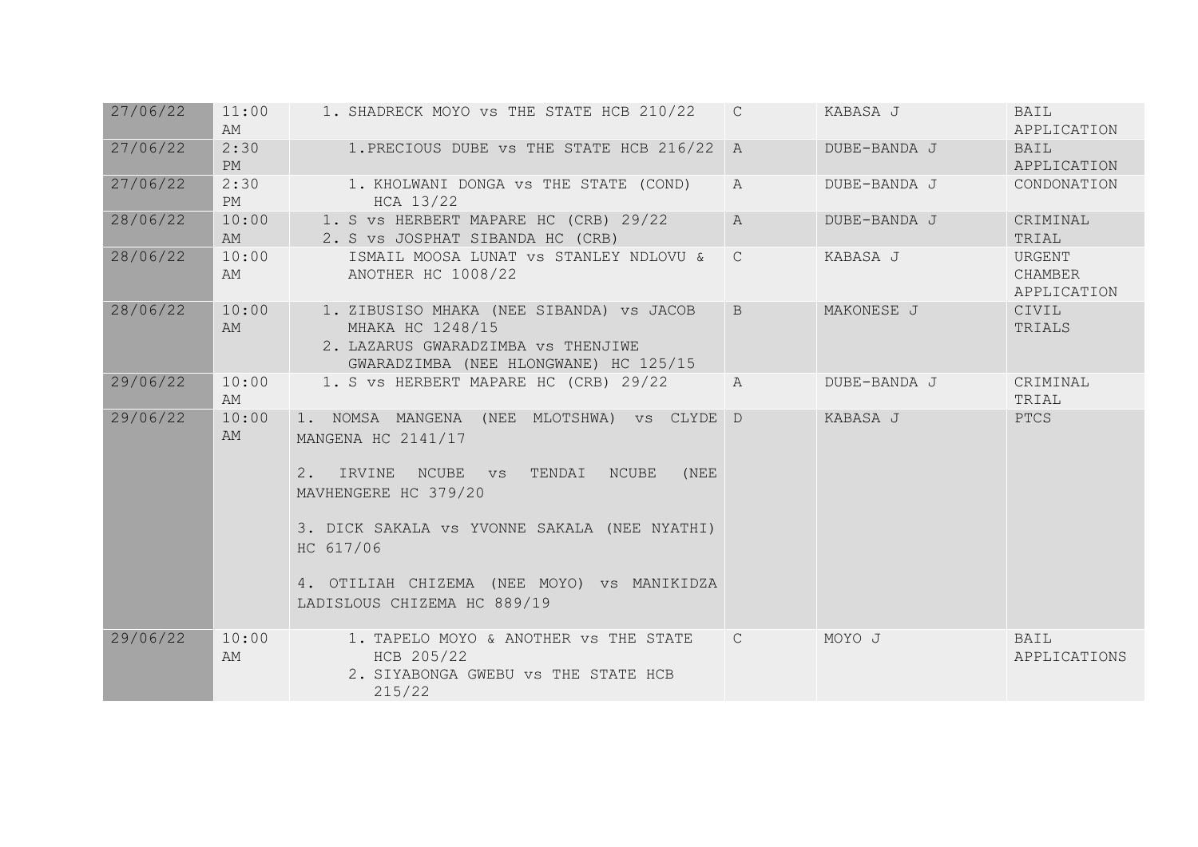| | | | | | |
|---|---|---|---|---|---|
| 27/06/22 | 11:00 AM | 1. SHADRECK MOYO vs THE STATE HCB 210/22 | C | KABASA J | BAIL APPLICATION |
| 27/06/22 | 2:30 PM | 1.PRECIOUS DUBE vs THE STATE HCB 216/22 | A | DUBE-BANDA J | BAIL APPLICATION |
| 27/06/22 | 2:30 PM | 1. KHOLWANI DONGA vs THE STATE (COND) HCA 13/22 | A | DUBE-BANDA J | CONDONATION |
| 28/06/22 | 10:00 AM | 1. S vs HERBERT MAPARE HC (CRB) 29/22<br>2. S vs JOSPHAT SIBANDA HC (CRB) | A | DUBE-BANDA J | CRIMINAL TRIAL |
| 28/06/22 | 10:00 AM | ISMAIL MOOSA LUNAT vs STANLEY NDLOVU & ANOTHER HC 1008/22 | C | KABASA J | URGENT CHAMBER APPLICATION |
| 28/06/22 | 10:00 AM | 1. ZIBUSISO MHAKA (NEE SIBANDA) vs JACOB MHAKA HC 1248/15<br>2. LAZARUS GWARADZIMBA vs THENJIWE GWARADZIMBA (NEE HLONGWANE) HC 125/15 | B | MAKONESE J | CIVIL TRIALS |
| 29/06/22 | 10:00 AM | 1. S vs HERBERT MAPARE HC (CRB) 29/22 | A | DUBE-BANDA J | CRIMINAL TRIAL |
| 29/06/22 | 10:00 AM | 1. NOMSA MANGENA (NEE MLOTSHWA) vs CLYDE MANGENA HC 2141/17<br>2. IRVINE NCUBE vs TENDAI NCUBE (NEE MAVHENGERE HC 379/20<br>3. DICK SAKALA vs YVONNE SAKALA (NEE NYATHI) HC 617/06<br>4. OTILIAH CHIZEMA (NEE MOYO) vs MANIKIDZA LADISLOUS CHIZEMA HC 889/19 | D | KABASA J | PTCS |
| 29/06/22 | 10:00 AM | 1. TAPELO MOYO & ANOTHER vs THE STATE HCB 205/22<br>2. SIYABONGA GWEBU vs THE STATE HCB 215/22 | C | MOYO J | BAIL APPLICATIONS |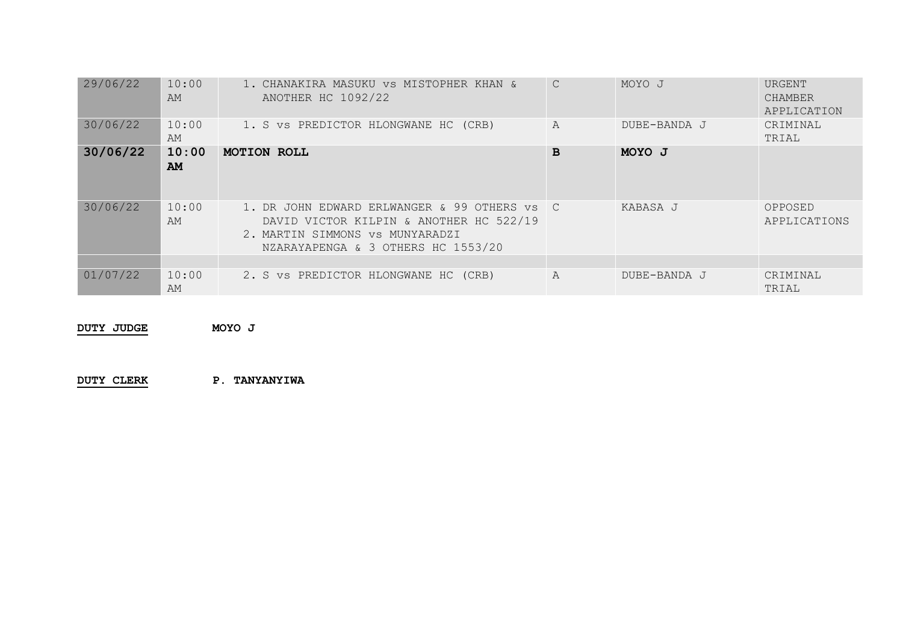| | | | | | |
|---|---|---|---|---|---|
| 29/06/22 | 10:00 AM | 1. CHANAKIRA MASUKU vs MISTOPHER KHAN & ANOTHER HC 1092/22 | C | MOYO J | URGENT CHAMBER APPLICATION |
| 30/06/22 | 10:00 AM | 1. S vs PREDICTOR HLONGWANE HC (CRB) | A | DUBE-BANDA J | CRIMINAL TRIAL |
| **30/06/22** | **10:00 AM** | **MOTION ROLL** | **B** | **MOYO J** | |
| 30/06/22 | 10:00 AM | 1. DR JOHN EDWARD ERLWANGER & 99 OTHERS vs DAVID VICTOR KILPIN & ANOTHER HC 522/19<br>2. MARTIN SIMMONS vs MUNYARADZI NZARAYAPENGA & 3 OTHERS HC 1553/20 | C | KABASA J | OPPOSED APPLICATIONS |
| | | | | | |
| 01/07/22 | 10:00 AM | 2. S vs PREDICTOR HLONGWANE HC (CRB) | A | DUBE-BANDA J | CRIMINAL TRIAL |

**DUTY JUDGE** **MOYO J**

**DUTY CLERK** **P. TANYANYIWA**